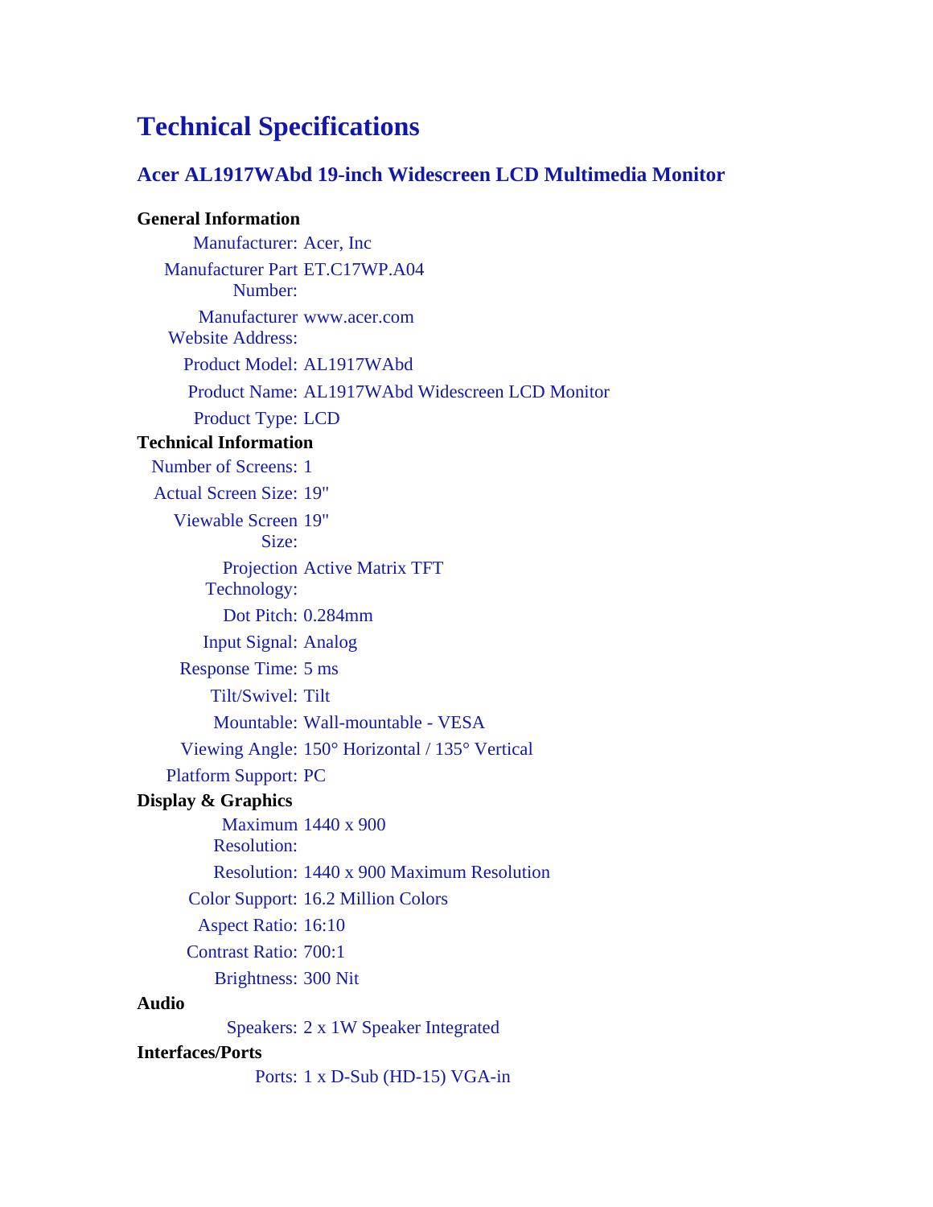# Technical Specifications

## Acer AL1917WAbd 19-inch Widescreen LCD Multimedia Monitor

**General Information**

| | |
|---|---|
| Manufacturer: | Acer, Inc |
| Manufacturer Part Number: | ET.C17WP.A04 |
| Manufacturer Website Address: | www.acer.com |
| Product Model: | AL1917WAbd |
| Product Name: | AL1917WAbd Widescreen LCD Monitor |
| Product Type: | LCD |

**Technical Information**

| | |
|---|---|
| Number of Screens: | 1 |
| Actual Screen Size: | 19" |
| Viewable Screen Size: | 19" |
| Projection Technology: | Active Matrix TFT |
| Dot Pitch: | 0.284mm |
| Input Signal: | Analog |
| Response Time: | 5 ms |
| Tilt/Swivel: | Tilt |
| Mountable: | Wall-mountable - VESA |
| Viewing Angle: | 150° Horizontal / 135° Vertical |
| Platform Support: | PC |

**Display & Graphics**

| | |
|---|---|
| Maximum Resolution: | 1440 x 900 |
| Resolution: | 1440 x 900 Maximum Resolution |
| Color Support: | 16.2 Million Colors |
| Aspect Ratio: | 16:10 |
| Contrast Ratio: | 700:1 |
| Brightness: | 300 Nit |

**Audio**

| | |
|---|---|
| Speakers: | 2 x 1W Speaker Integrated |

**Interfaces/Ports**

| | |
|---|---|
| Ports: | 1 x D-Sub (HD-15) VGA-in |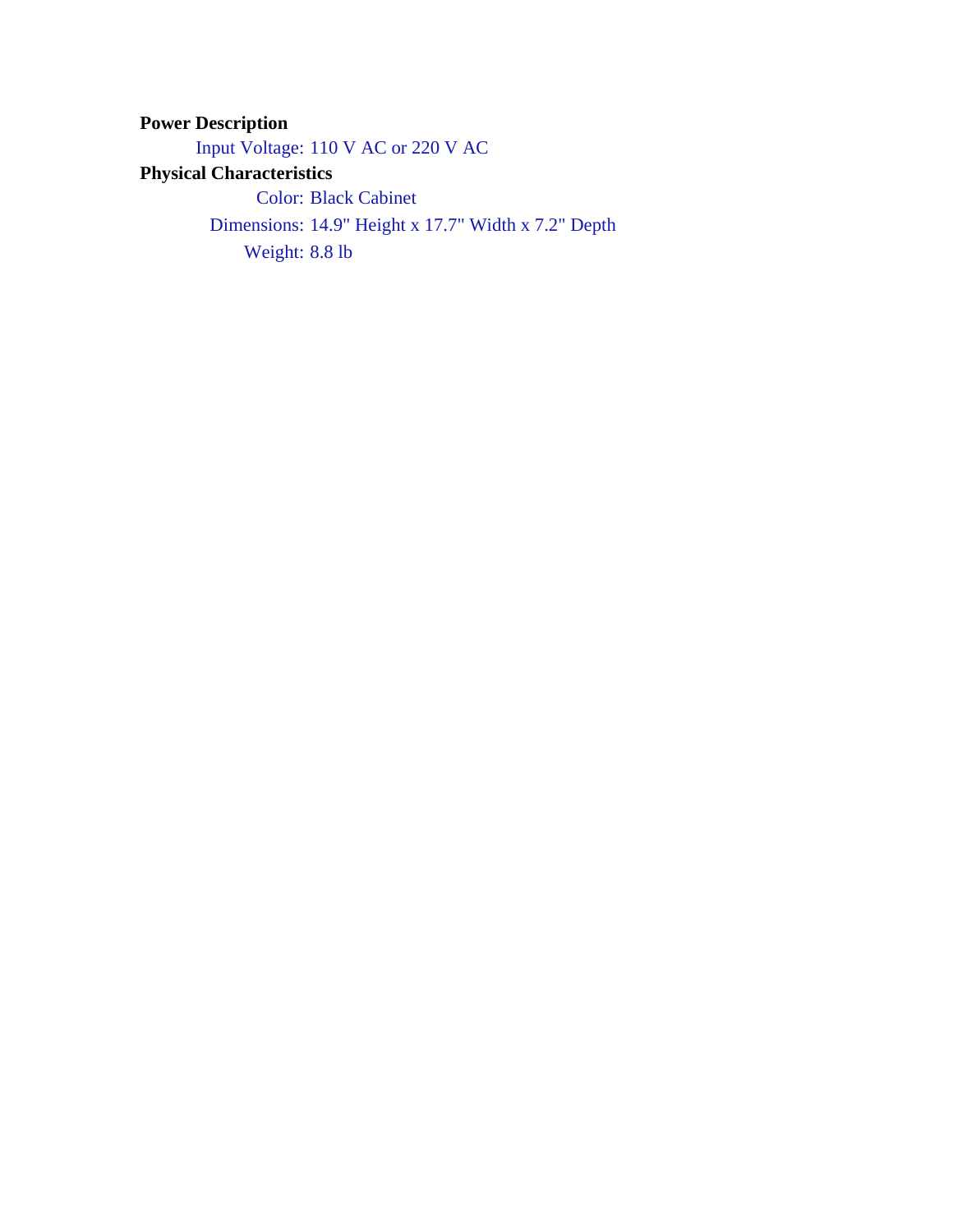**Power Description**

Input Voltage: 110 V AC or 220 V AC

**Physical Characteristics**

Color: Black Cabinet

Dimensions: 14.9" Height x 17.7" Width x 7.2" Depth

Weight: 8.8 lb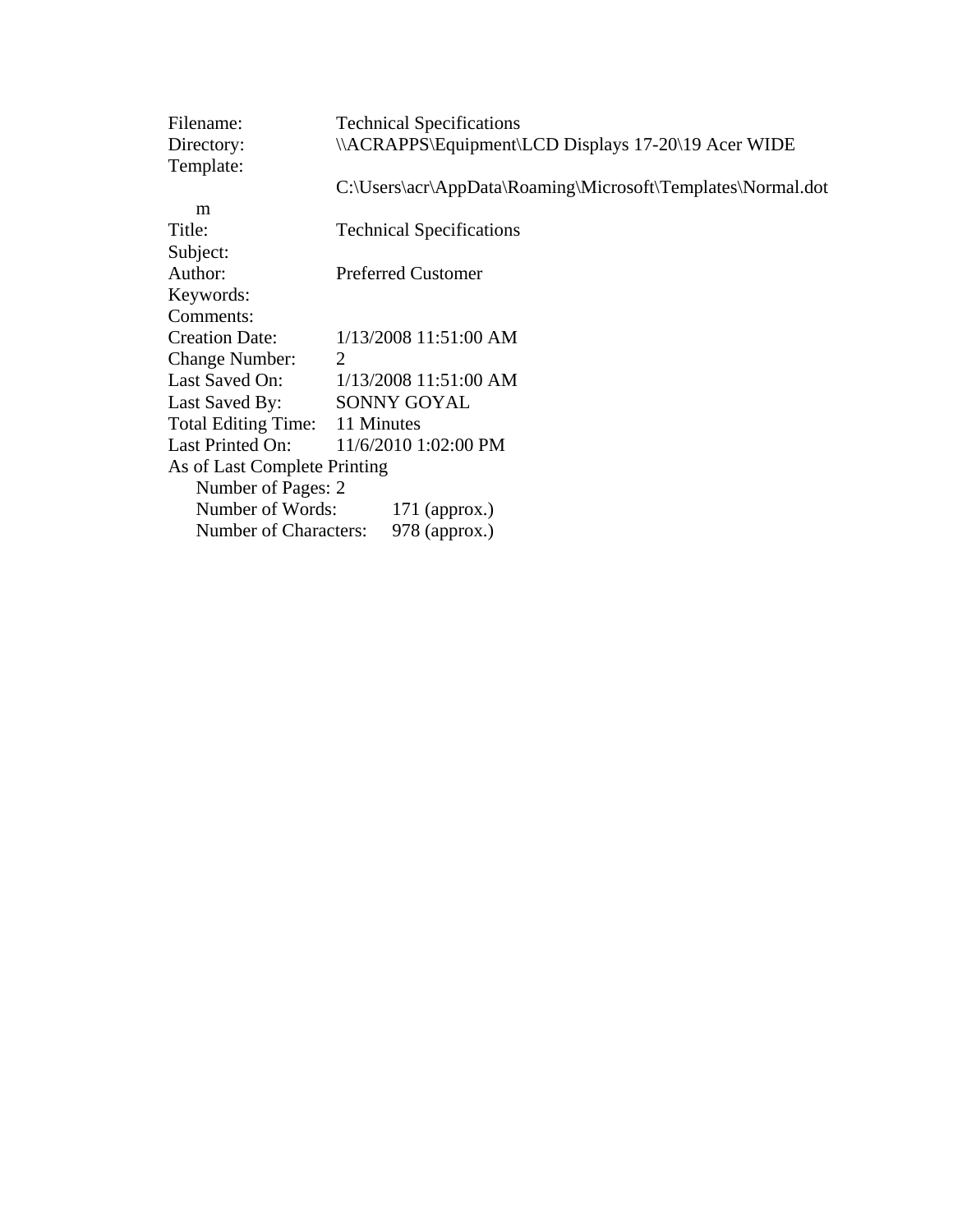Filename: Technical Specifications
Directory: \\ACRAPPS\Equipment\LCD Displays 17-20\19 Acer WIDE
Template: C:\Users\acr\AppData\Roaming\Microsoft\Templates\Normal.dotm
Title: Technical Specifications
Subject:
Author: Preferred Customer
Keywords:
Comments:
Creation Date: 1/13/2008 11:51:00 AM
Change Number: 2
Last Saved On: 1/13/2008 11:51:00 AM
Last Saved By: SONNY GOYAL
Total Editing Time: 11 Minutes
Last Printed On: 11/6/2010 1:02:00 PM
As of Last Complete Printing
Number of Pages: 2
Number of Words: 171 (approx.)
Number of Characters: 978 (approx.)